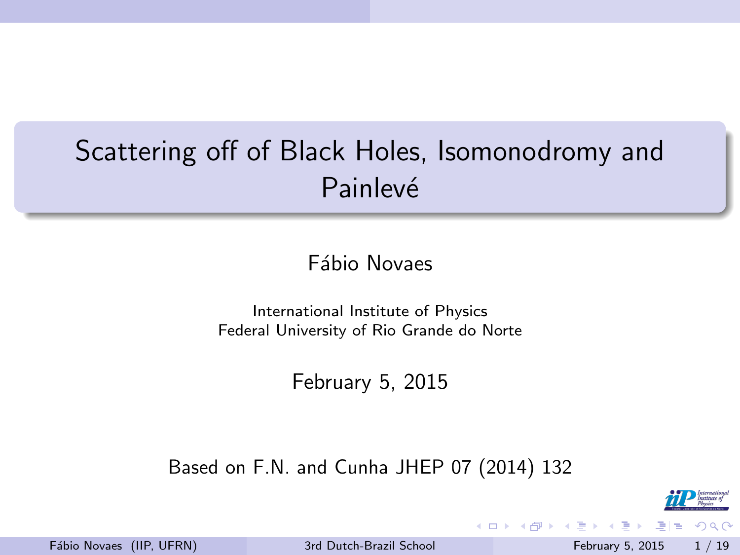# Scattering off of Black Holes, Isomonodromy and Painlevé

Fábio Novaes

International Institute of Physics
Federal University of Rio Grande do Norte

February 5, 2015

Based on F.N. and Cunha JHEP 07 (2014) 132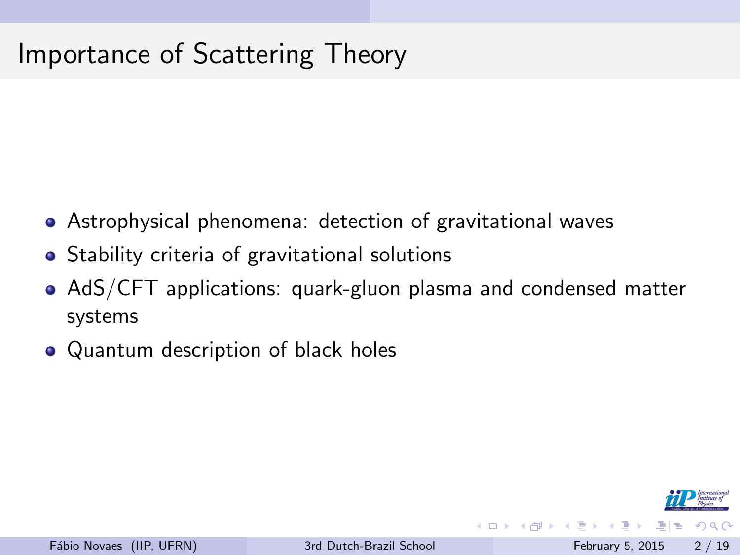# Importance of Scattering Theory

- Astrophysical phenomena: detection of gravitational waves
- Stability criteria of gravitational solutions
- AdS/CFT applications: quark-gluon plasma and condensed matter systems
- Quantum description of black holes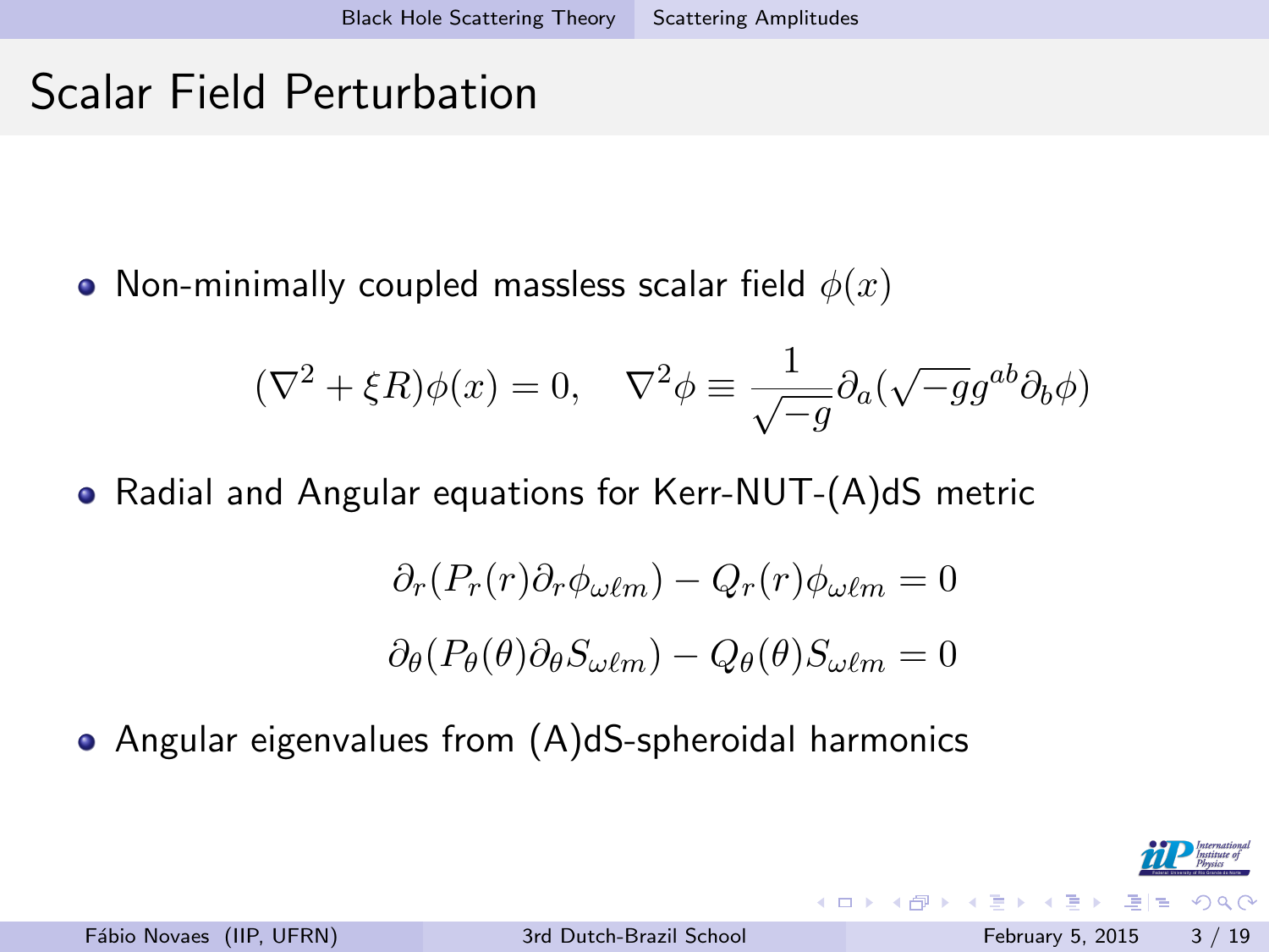# Scalar Field Perturbation

- Non-minimally coupled massless scalar field $\phi(x)$

$$(\nabla^2 + \xi R)\phi(x) = 0, \quad \nabla^2\phi \equiv \frac{1}{\sqrt{-g}}\partial_a(\sqrt{-g}g^{ab}\partial_b\phi)$$

- Radial and Angular equations for Kerr-NUT-(A)dS metric

$$\partial_r(P_r(r)\partial_r\phi_{\omega\ell m}) - Q_r(r)\phi_{\omega\ell m} = 0$$

$$\partial_\theta(P_\theta(\theta)\partial_\theta S_{\omega\ell m}) - Q_\theta(\theta)S_{\omega\ell m} = 0$$

- Angular eigenvalues from (A)dS-spheroidal harmonics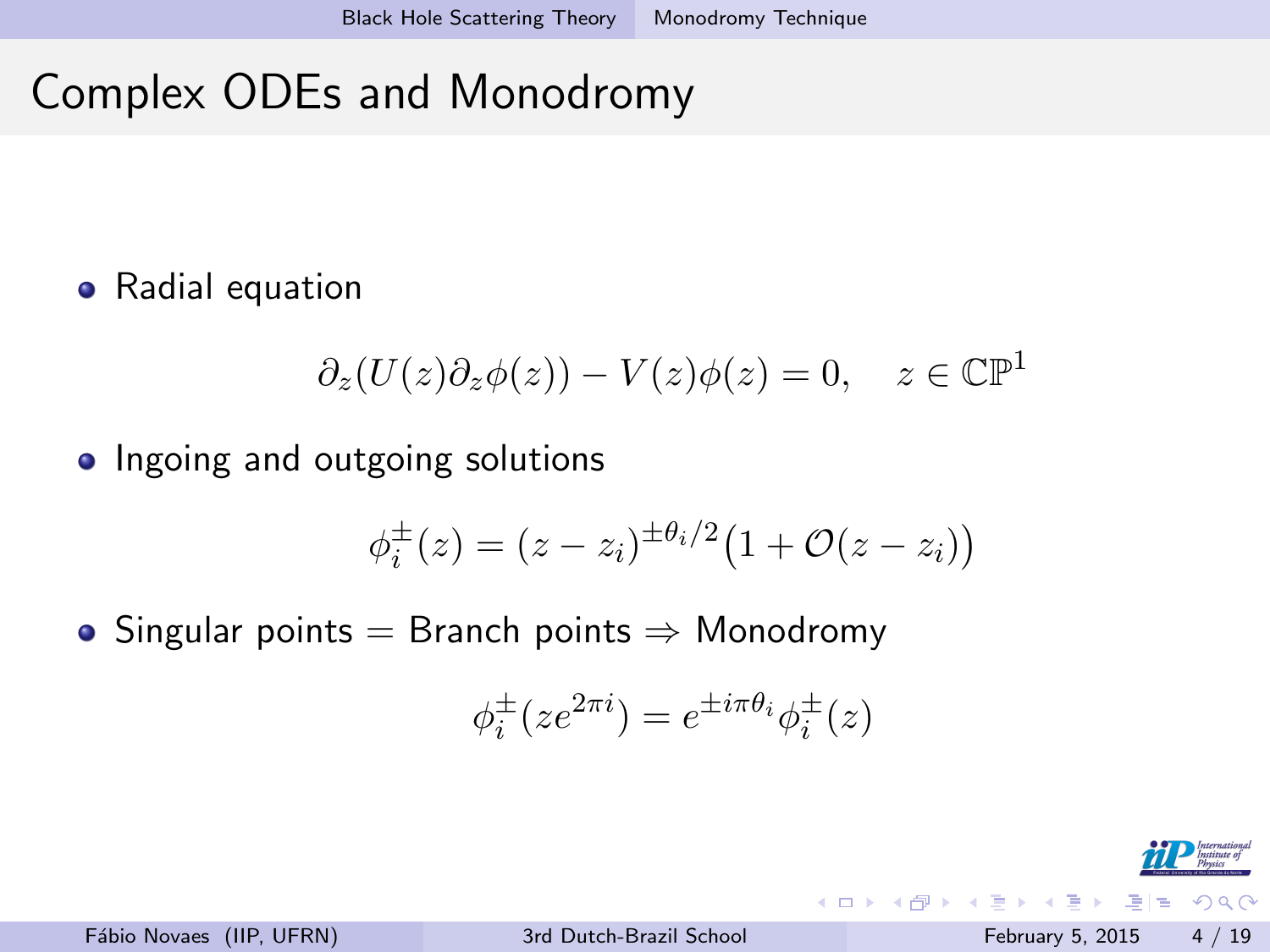# Complex ODEs and Monodromy

- Radial equation

$$\partial_z(U(z)\partial_z\phi(z)) - V(z)\phi(z) = 0, \quad z \in \mathbb{CP}^1$$

- Ingoing and outgoing solutions

$$\phi_i^{\pm}(z) = (z - z_i)^{\pm\theta_i/2}\big(1 + \mathcal{O}(z - z_i)\big)$$

- Singular points = Branch points ⇒ Monodromy

$$\phi_i^{\pm}(ze^{2\pi i}) = e^{\pm i\pi\theta_i}\phi_i^{\pm}(z)$$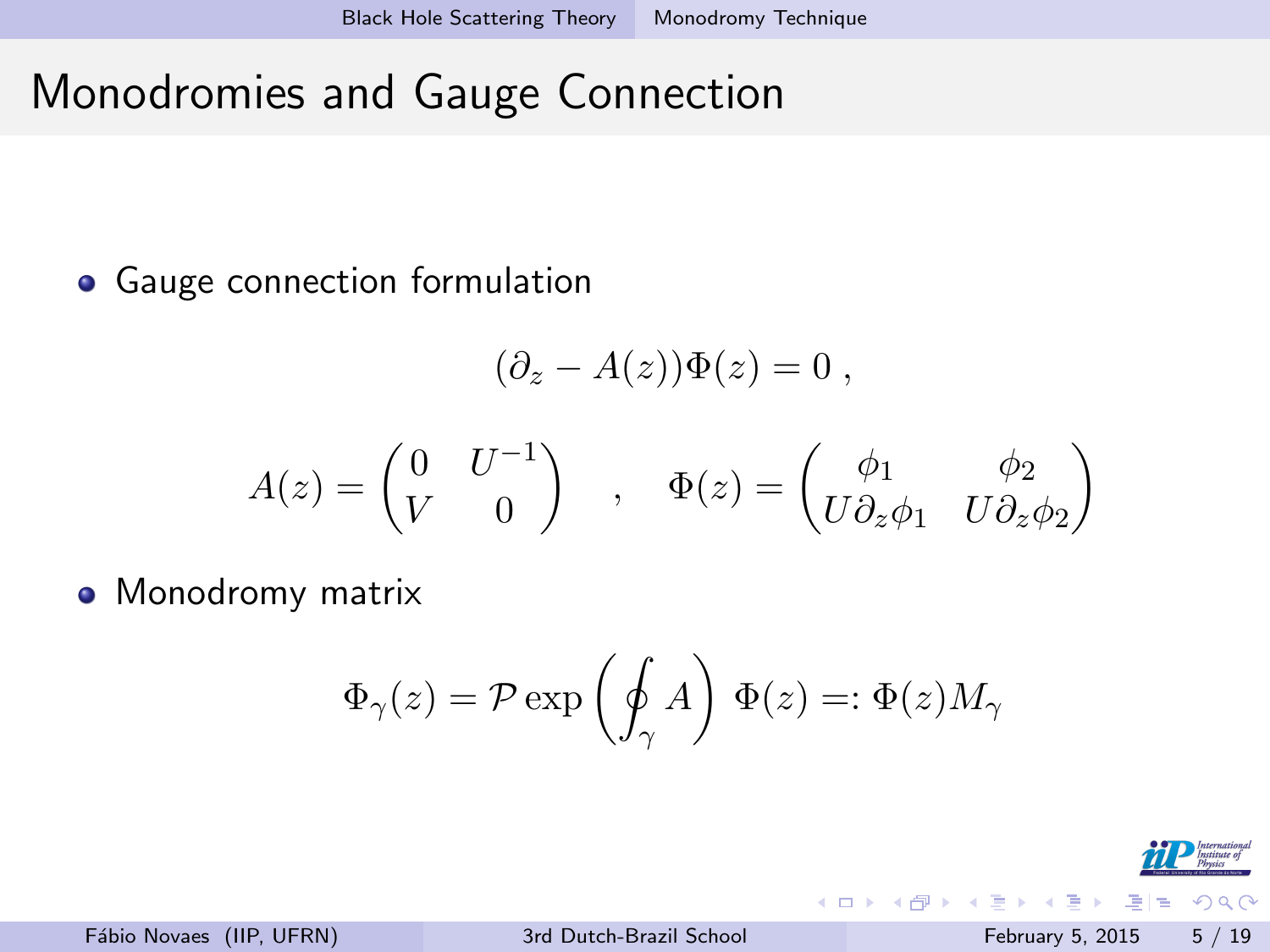# Monodromies and Gauge Connection

- Gauge connection formulation

$$(\partial_z - A(z))\Phi(z) = 0 \; ,$$

$$A(z) = \begin{pmatrix} 0 & U^{-1} \\ V & 0 \end{pmatrix} \quad , \quad \Phi(z) = \begin{pmatrix} \phi_1 & \phi_2 \\ U\partial_z\phi_1 & U\partial_z\phi_2 \end{pmatrix}$$

- Monodromy matrix

$$\Phi_\gamma(z) = \mathcal{P}\exp\left(\oint_\gamma A\right)\, \Phi(z) =: \Phi(z)M_\gamma$$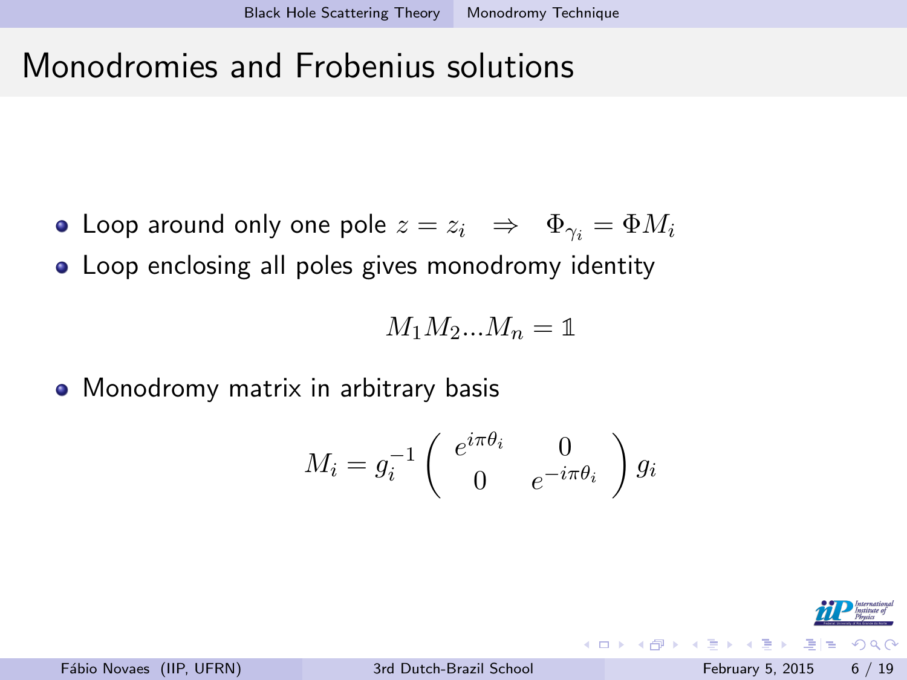# Monodromies and Frobenius solutions

- Loop around only one pole $z = z_i \quad \Rightarrow \quad \Phi_{\gamma_i} = \Phi M_i$
- Loop enclosing all poles gives monodromy identity

$$M_1 M_2 ... M_n = \mathbb{1}$$

- Monodromy matrix in arbitrary basis

$$M_i = g_i^{-1} \begin{pmatrix} e^{i\pi\theta_i} & 0 \\ 0 & e^{-i\pi\theta_i} \end{pmatrix} g_i$$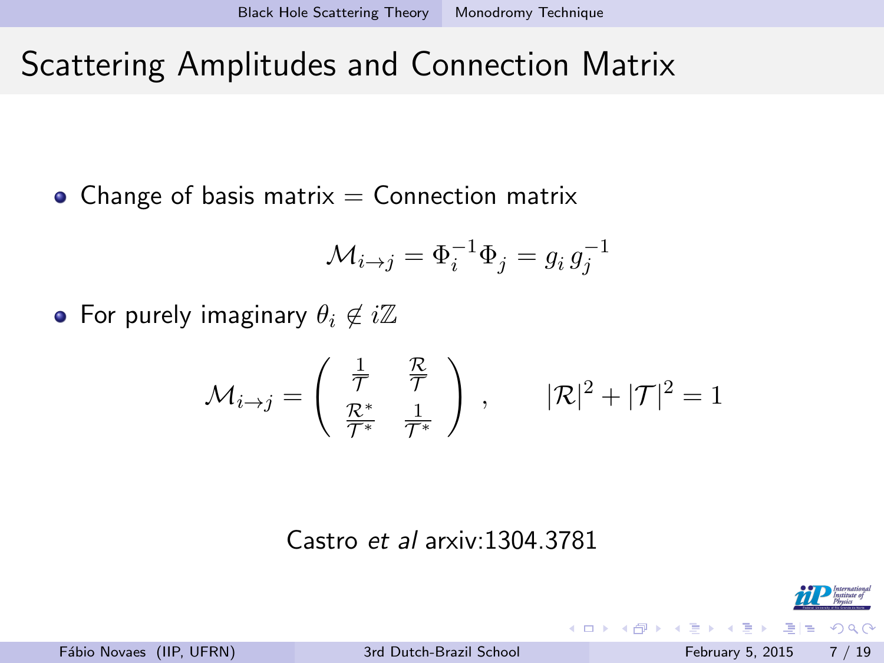# Scattering Amplitudes and Connection Matrix

- Change of basis matrix = Connection matrix

$$\mathcal{M}_{i\to j} = \Phi_i^{-1}\Phi_j = g_i\, g_j^{-1}$$

- For purely imaginary $\theta_i \notin i\mathbb{Z}$

$$\mathcal{M}_{i\to j} = \begin{pmatrix} \frac{1}{\mathcal{T}} & \frac{\mathcal{R}}{\mathcal{T}} \\ \frac{\mathcal{R}^*}{\mathcal{T}^*} & \frac{1}{\mathcal{T}^*} \end{pmatrix}, \qquad |\mathcal{R}|^2 + |\mathcal{T}|^2 = 1$$

Castro *et al* arxiv:1304.3781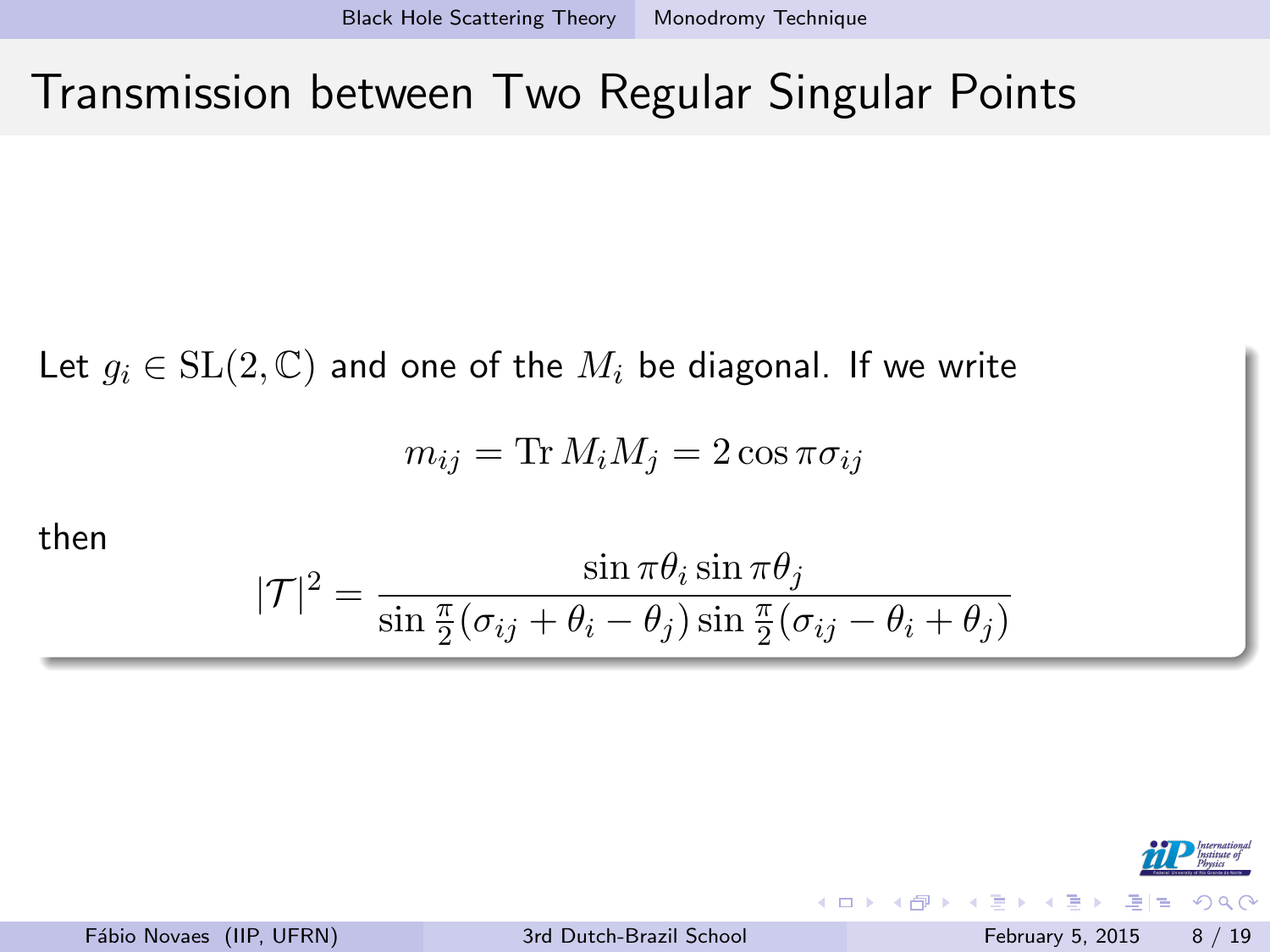# Transmission between Two Regular Singular Points

Let $g_i \in \mathrm{SL}(2,\mathbb{C})$ and one of the $M_i$ be diagonal. If we write

$$m_{ij} = \operatorname{Tr} M_i M_j = 2\cos \pi\sigma_{ij}$$

then

$$|\mathcal{T}|^2 = \frac{\sin \pi\theta_i \sin \pi\theta_j}{\sin \frac{\pi}{2}(\sigma_{ij} + \theta_i - \theta_j) \sin \frac{\pi}{2}(\sigma_{ij} - \theta_i + \theta_j)}$$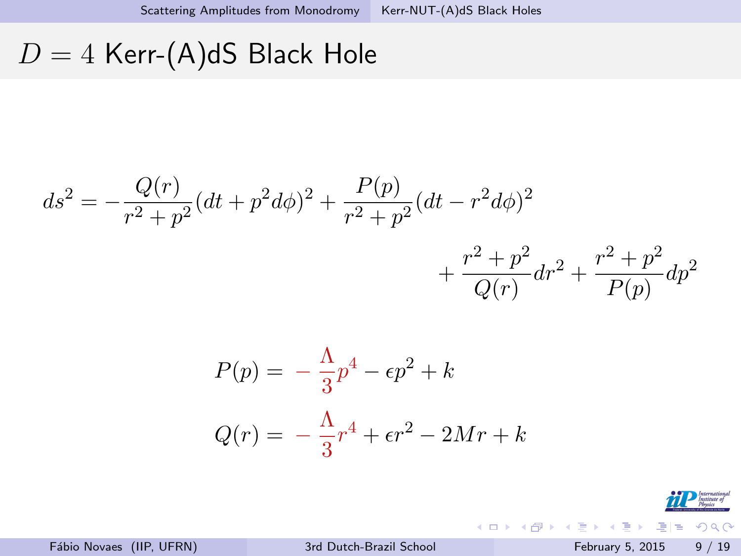# $D = 4$ Kerr-(A)dS Black Hole

$$ds^2 = -\frac{Q(r)}{r^2+p^2}(dt + p^2 d\phi)^2 + \frac{P(p)}{r^2+p^2}(dt - r^2 d\phi)^2 + \frac{r^2+p^2}{Q(r)}dr^2 + \frac{r^2+p^2}{P(p)}dp^2$$

$$P(p) = -\frac{\Lambda}{3}p^4 - \epsilon p^2 + k$$

$$Q(r) = -\frac{\Lambda}{3}r^4 + \epsilon r^2 - 2Mr + k$$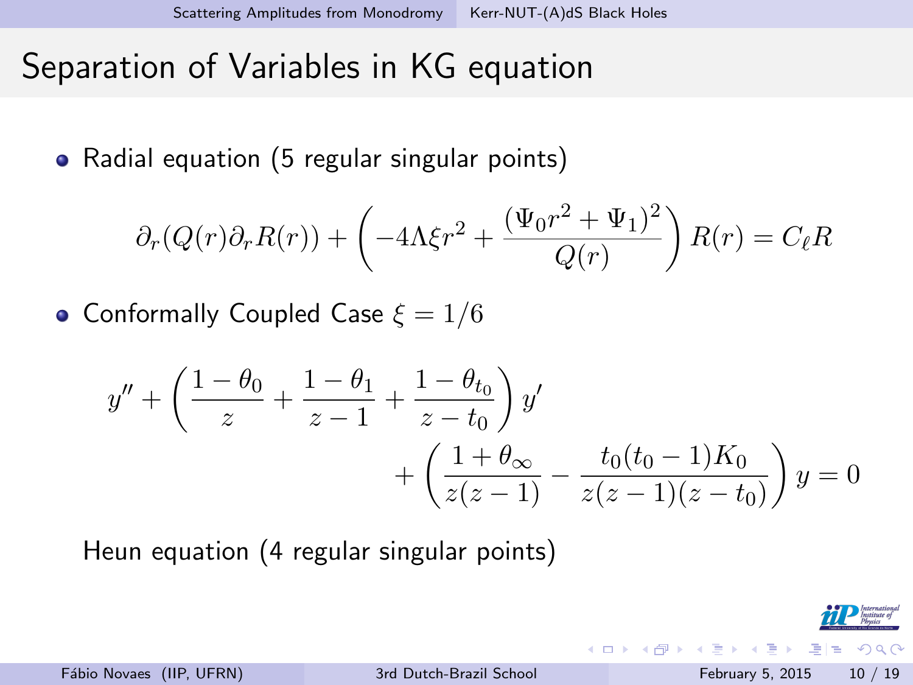# Separation of Variables in KG equation

- Radial equation (5 regular singular points)

$$\partial_r(Q(r)\partial_r R(r)) + \left(-4\Lambda\xi r^2 + \frac{(\Psi_0 r^2 + \Psi_1)^2}{Q(r)}\right) R(r) = C_\ell R$$

- Conformally Coupled Case $\xi = 1/6$

$$y'' + \left(\frac{1-\theta_0}{z} + \frac{1-\theta_1}{z-1} + \frac{1-\theta_{t_0}}{z-t_0}\right) y' + \left(\frac{1+\theta_\infty}{z(z-1)} - \frac{t_0(t_0-1)K_0}{z(z-1)(z-t_0)}\right) y = 0$$

Heun equation (4 regular singular points)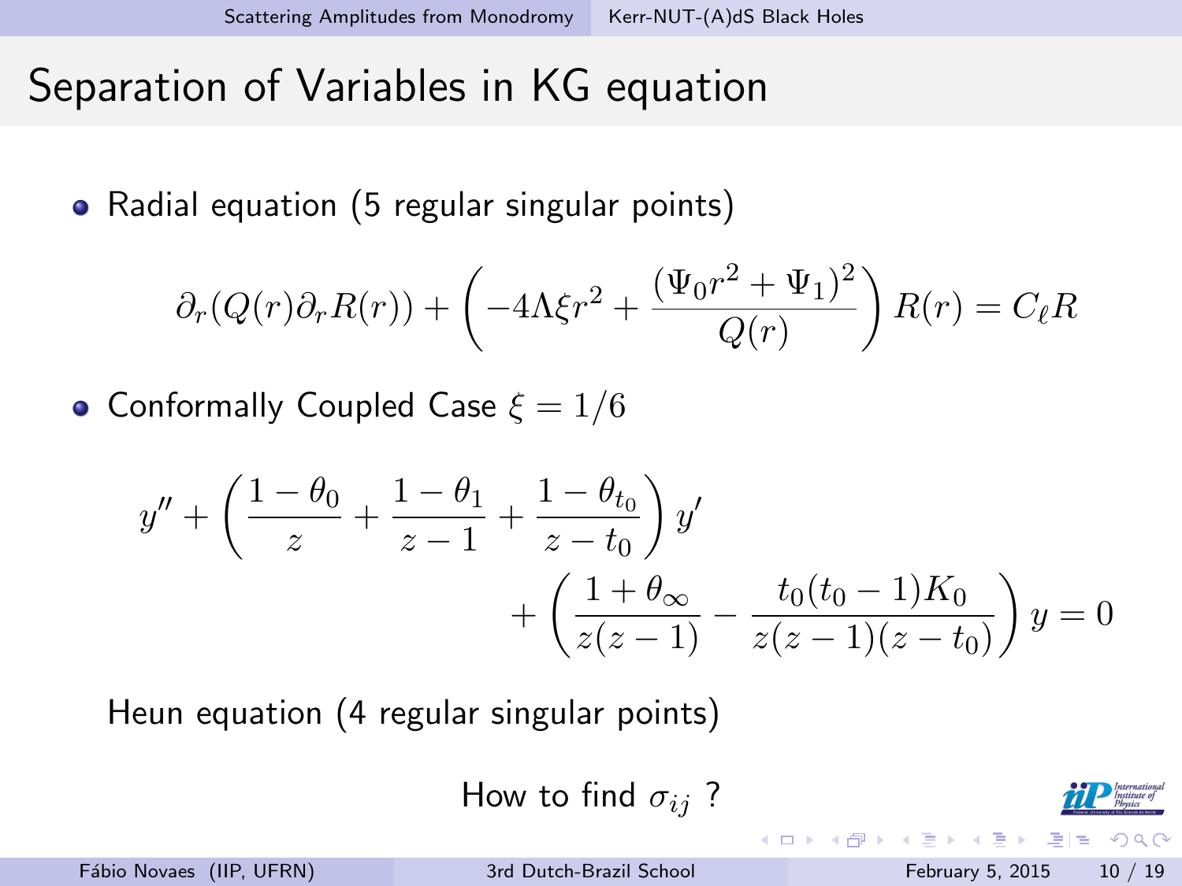# Separation of Variables in KG equation

- Radial equation (5 regular singular points)

$$\partial_r(Q(r)\partial_r R(r)) + \left(-4\Lambda\xi r^2 + \frac{(\Psi_0 r^2 + \Psi_1)^2}{Q(r)}\right) R(r) = C_\ell R$$

- Conformally Coupled Case $\xi = 1/6$

$$y'' + \left(\frac{1-\theta_0}{z} + \frac{1-\theta_1}{z-1} + \frac{1-\theta_{t_0}}{z-t_0}\right) y' + \left(\frac{1+\theta_\infty}{z(z-1)} - \frac{t_0(t_0-1)K_0}{z(z-1)(z-t_0)}\right) y = 0$$

Heun equation (4 regular singular points)

How to find $\sigma_{ij}$ ?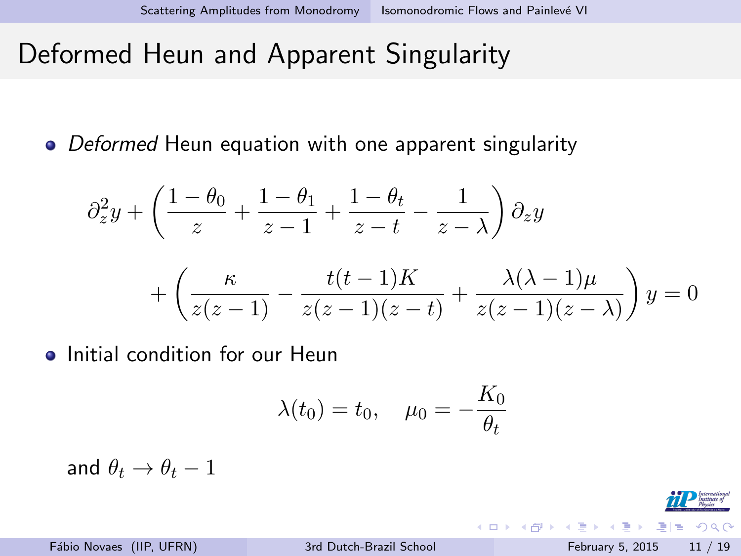# Deformed Heun and Apparent Singularity

- *Deformed* Heun equation with one apparent singularity

$$\partial_z^2 y + \left( \frac{1-\theta_0}{z} + \frac{1-\theta_1}{z-1} + \frac{1-\theta_t}{z-t} - \frac{1}{z-\lambda} \right) \partial_z y$$

$$+ \left( \frac{\kappa}{z(z-1)} - \frac{t(t-1)K}{z(z-1)(z-t)} + \frac{\lambda(\lambda-1)\mu}{z(z-1)(z-\lambda)} \right) y = 0$$

- Initial condition for our Heun

$$\lambda(t_0) = t_0, \quad \mu_0 = -\frac{K_0}{\theta_t}$$

and $\theta_t \to \theta_t - 1$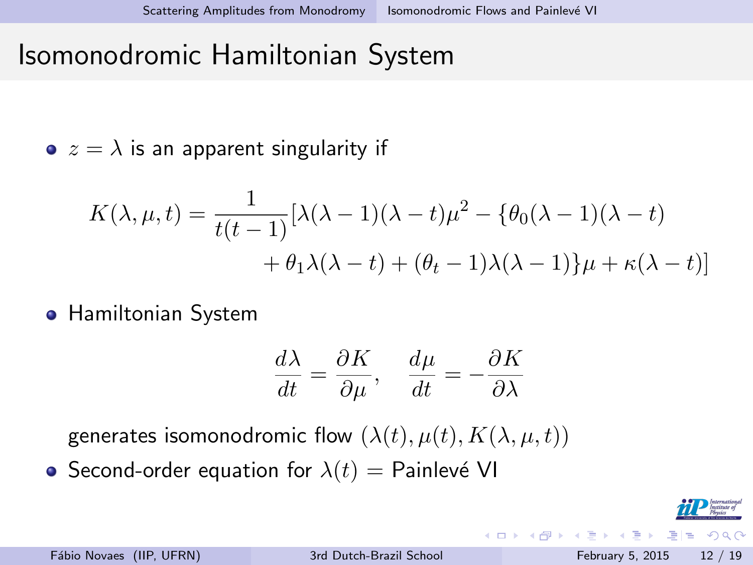# Isomonodromic Hamiltonian System

- $z = \lambda$ is an apparent singularity if

$$K(\lambda,\mu,t) = \frac{1}{t(t-1)}[\lambda(\lambda-1)(\lambda-t)\mu^2 - \{\theta_0(\lambda-1)(\lambda-t) + \theta_1\lambda(\lambda-t) + (\theta_t-1)\lambda(\lambda-1)\}\mu + \kappa(\lambda-t)]$$

- Hamiltonian System

$$\frac{d\lambda}{dt} = \frac{\partial K}{\partial \mu}, \quad \frac{d\mu}{dt} = -\frac{\partial K}{\partial \lambda}$$

  generates isomonodromic flow $(\lambda(t), \mu(t), K(\lambda,\mu,t))$

- Second-order equation for $\lambda(t)$ = Painlevé VI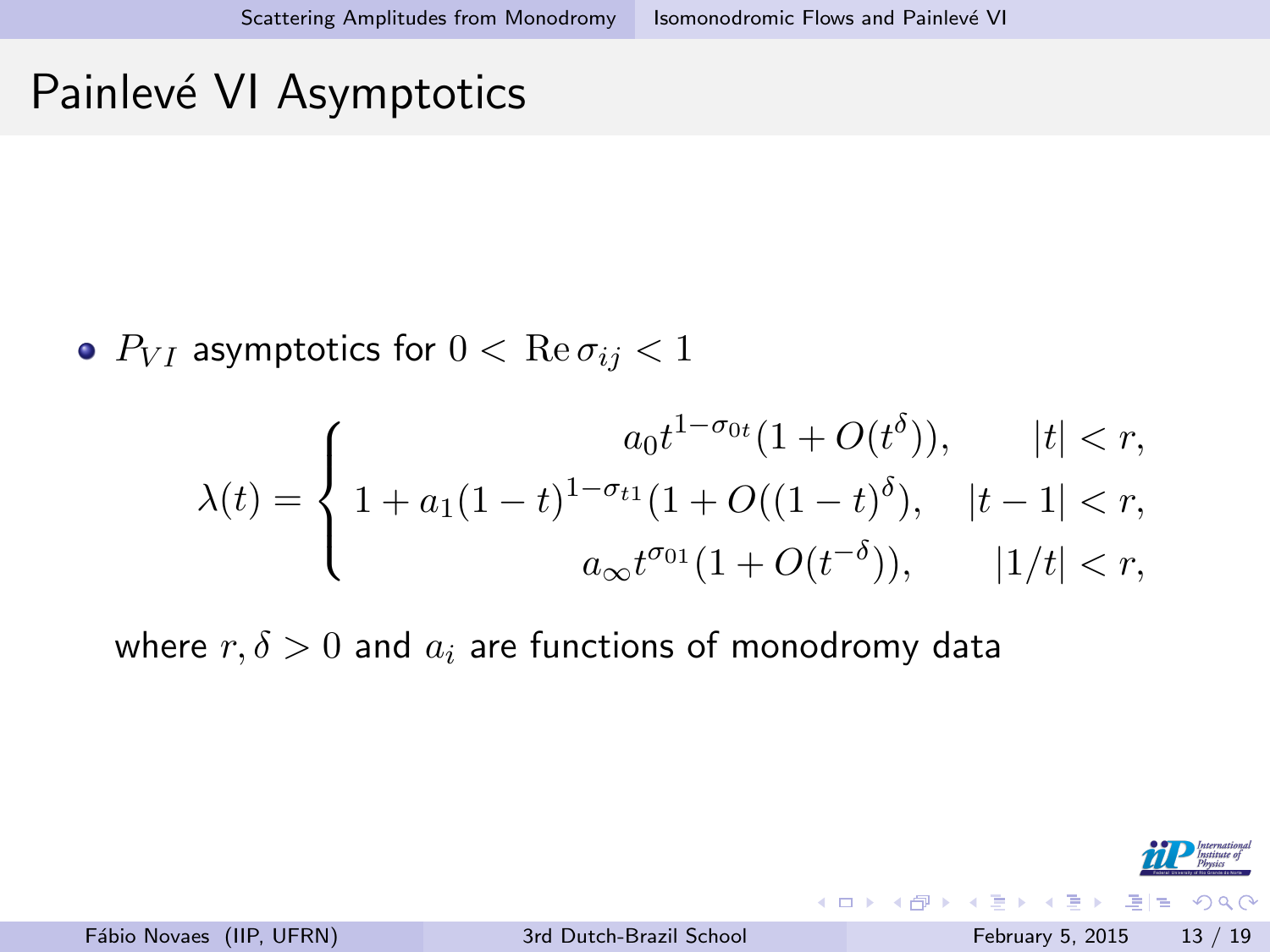# Painlevé VI Asymptotics

- $P_{VI}$ asymptotics for $0 < \operatorname{Re}\sigma_{ij} < 1$

$$\lambda(t) = \begin{cases} a_0 t^{1-\sigma_{0t}}(1 + O(t^\delta)), & |t| < r, \\ 1 + a_1(1-t)^{1-\sigma_{t1}}(1 + O((1-t)^\delta), & |t-1| < r, \\ a_\infty t^{\sigma_{01}}(1 + O(t^{-\delta})), & |1/t| < r, \end{cases}$$

where $r, \delta > 0$ and $a_i$ are functions of monodromy data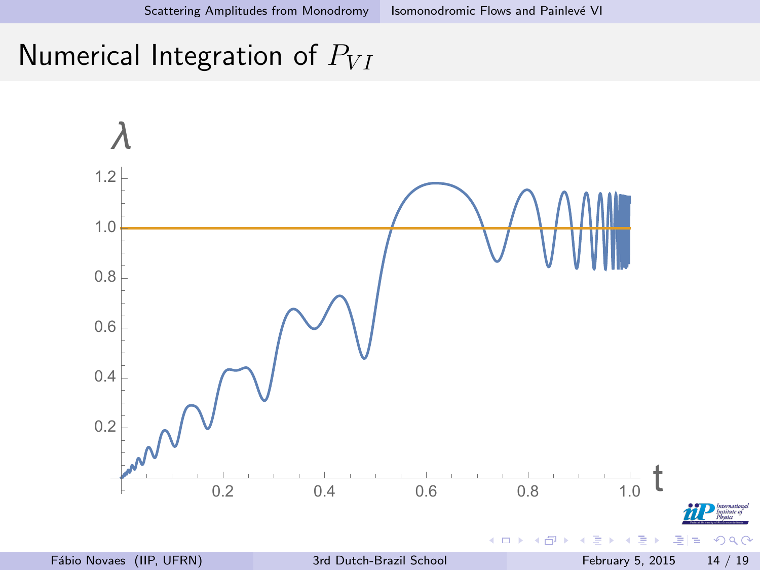# Numerical Integration of $P_{VI}$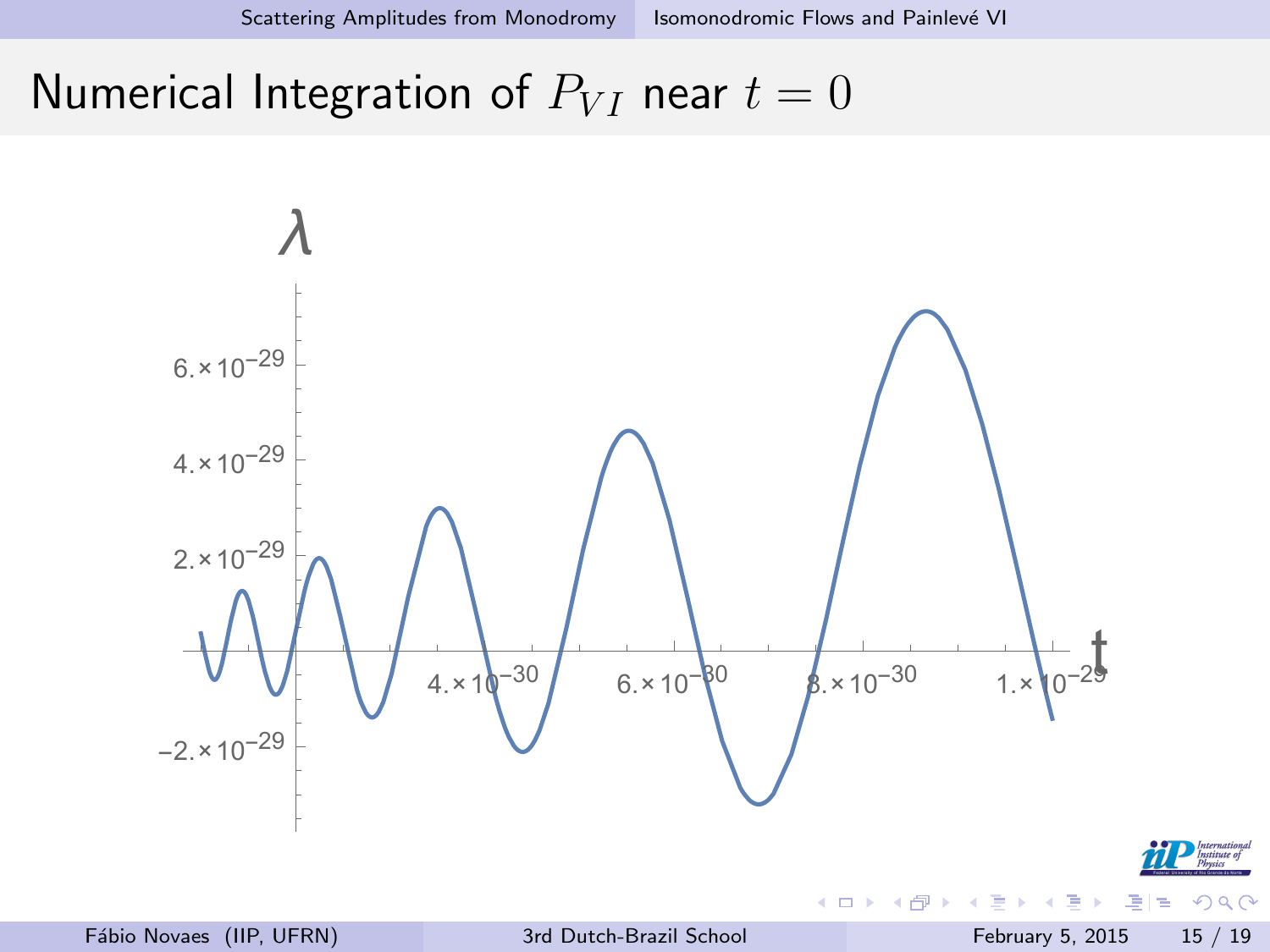# Numerical Integration of $P_{VI}$ near $t = 0$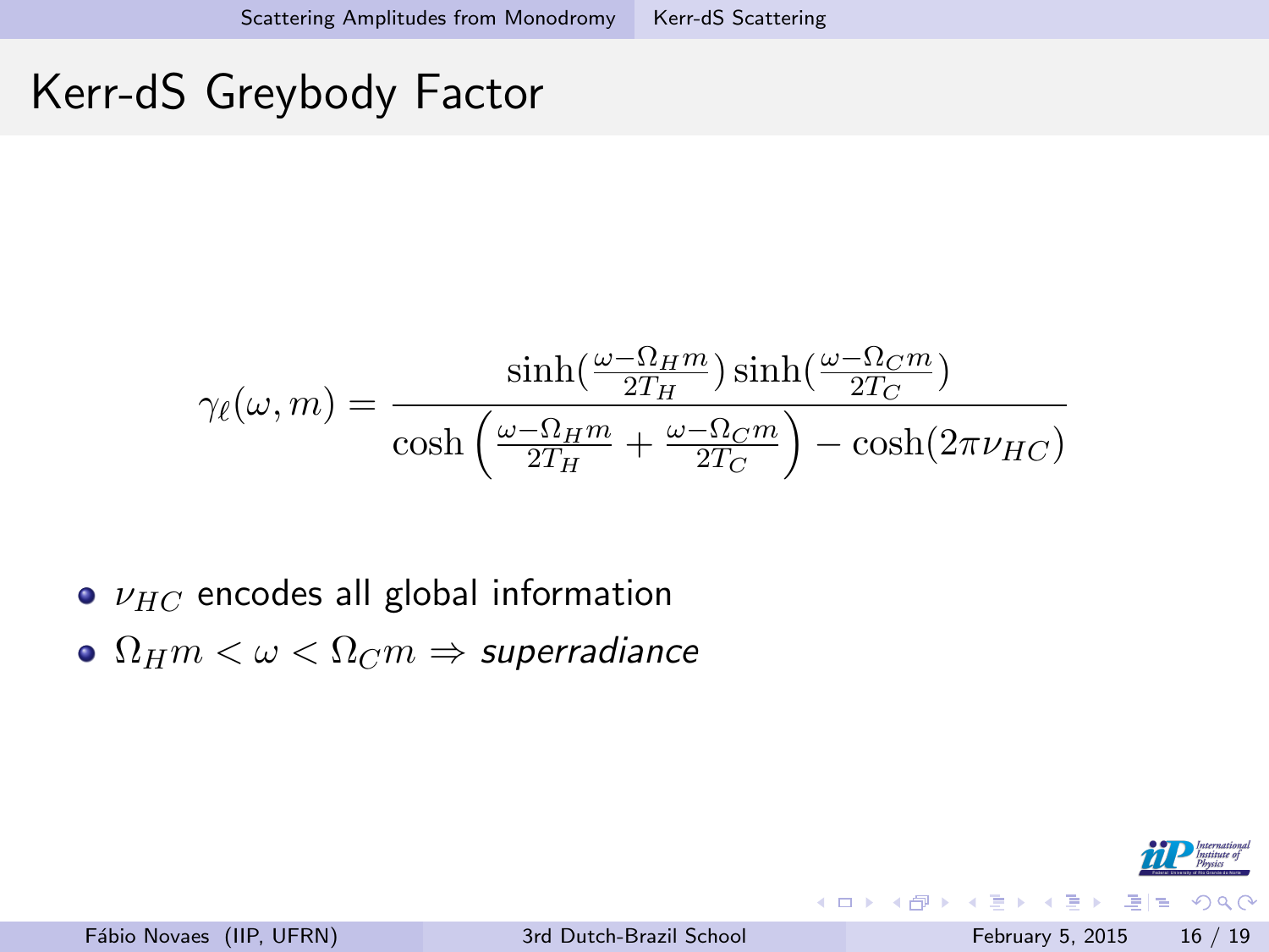# Kerr-dS Greybody Factor

$$\gamma_\ell(\omega, m) = \frac{\sinh(\frac{\omega - \Omega_H m}{2T_H}) \sinh(\frac{\omega - \Omega_C m}{2T_C})}{\cosh\left(\frac{\omega - \Omega_H m}{2T_H} + \frac{\omega - \Omega_C m}{2T_C}\right) - \cosh(2\pi\nu_{HC})}$$

- $\nu_{HC}$ encodes all global information
- $\Omega_H m < \omega < \Omega_C m \Rightarrow$ *superradiance*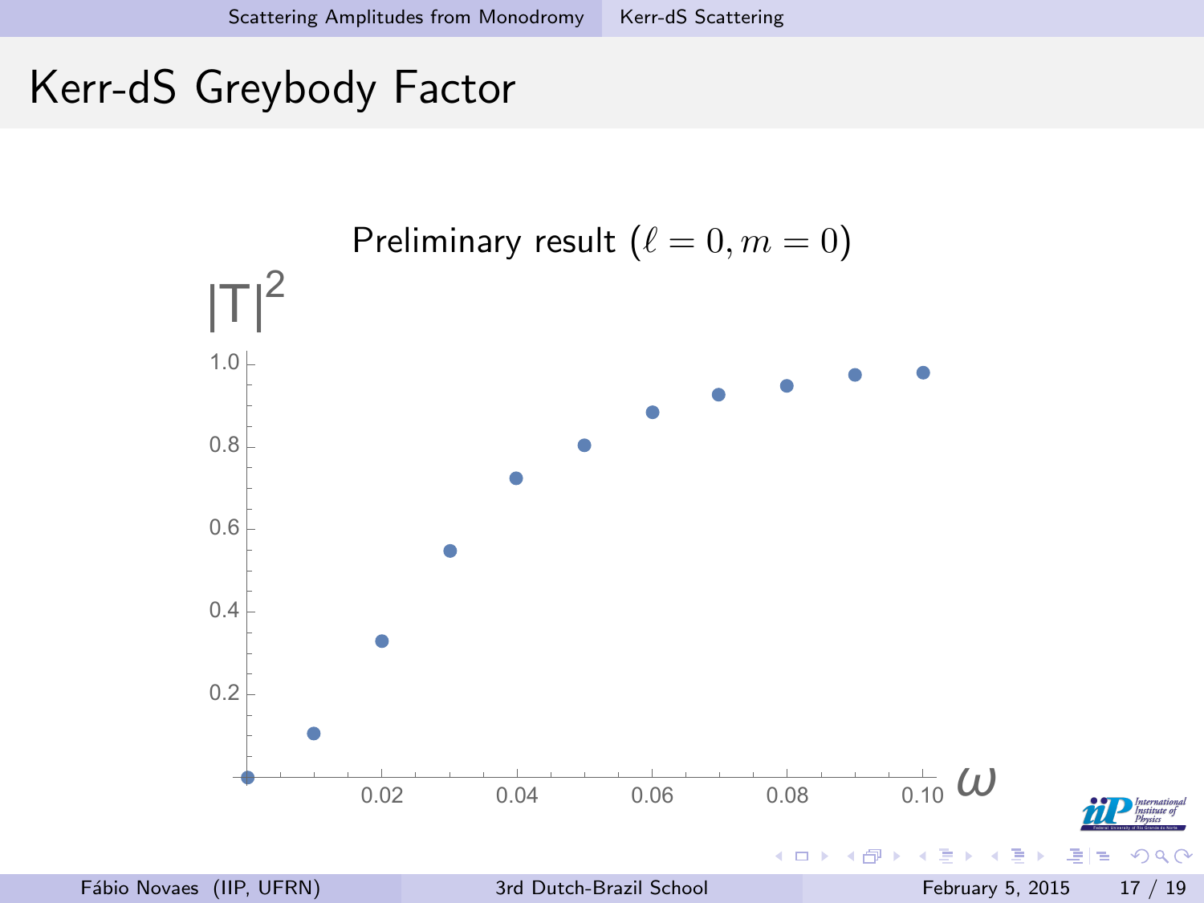# Kerr-dS Greybody Factor

Preliminary result ($\ell = 0, m = 0$)

$|T|^2$

1.0
0.8
0.6
0.4
0.2

0.02 0.04 0.06 0.08 0.10 $\omega$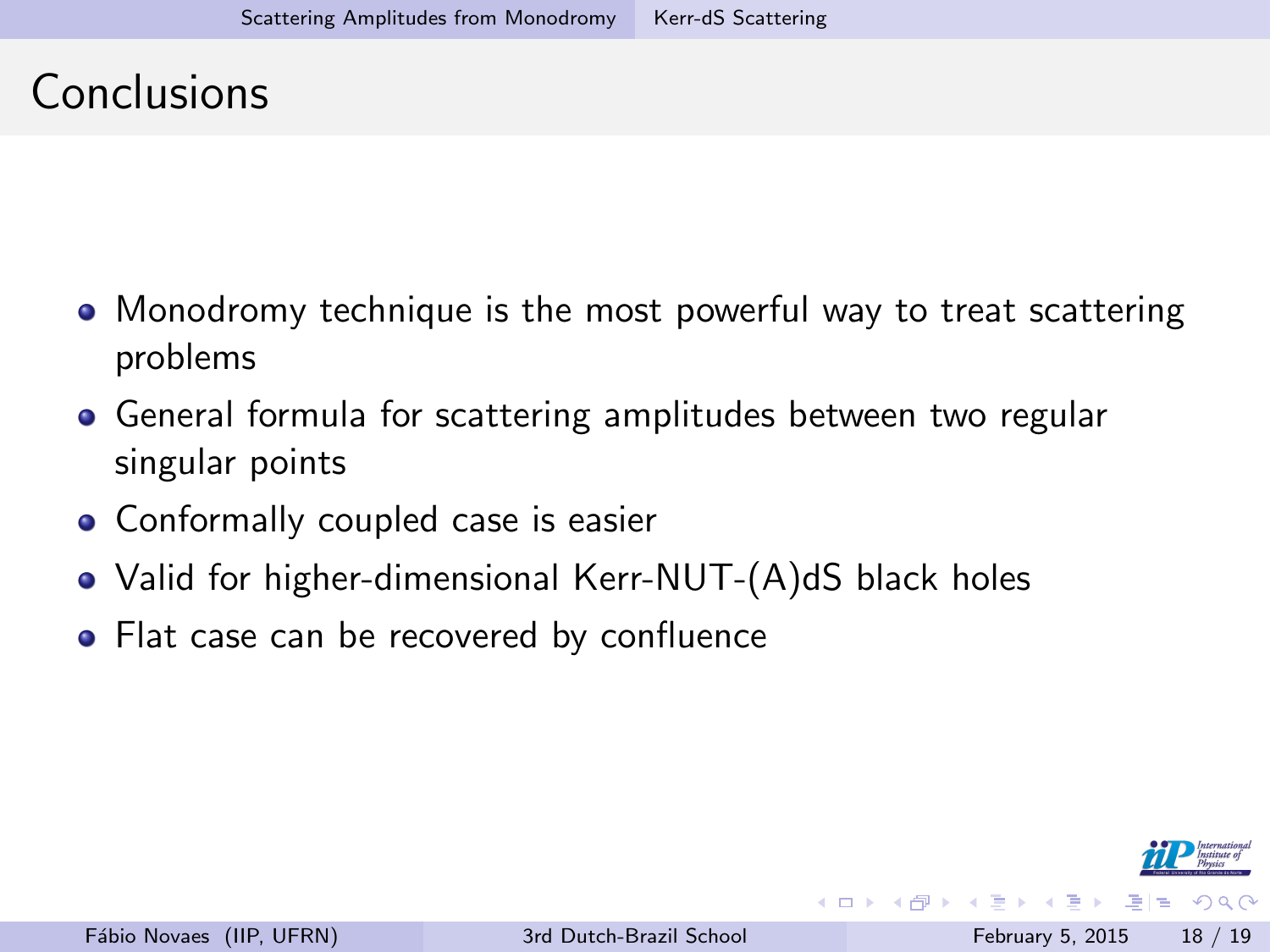# Conclusions

- Monodromy technique is the most powerful way to treat scattering problems
- General formula for scattering amplitudes between two regular singular points
- Conformally coupled case is easier
- Valid for higher-dimensional Kerr-NUT-(A)dS black holes
- Flat case can be recovered by confluence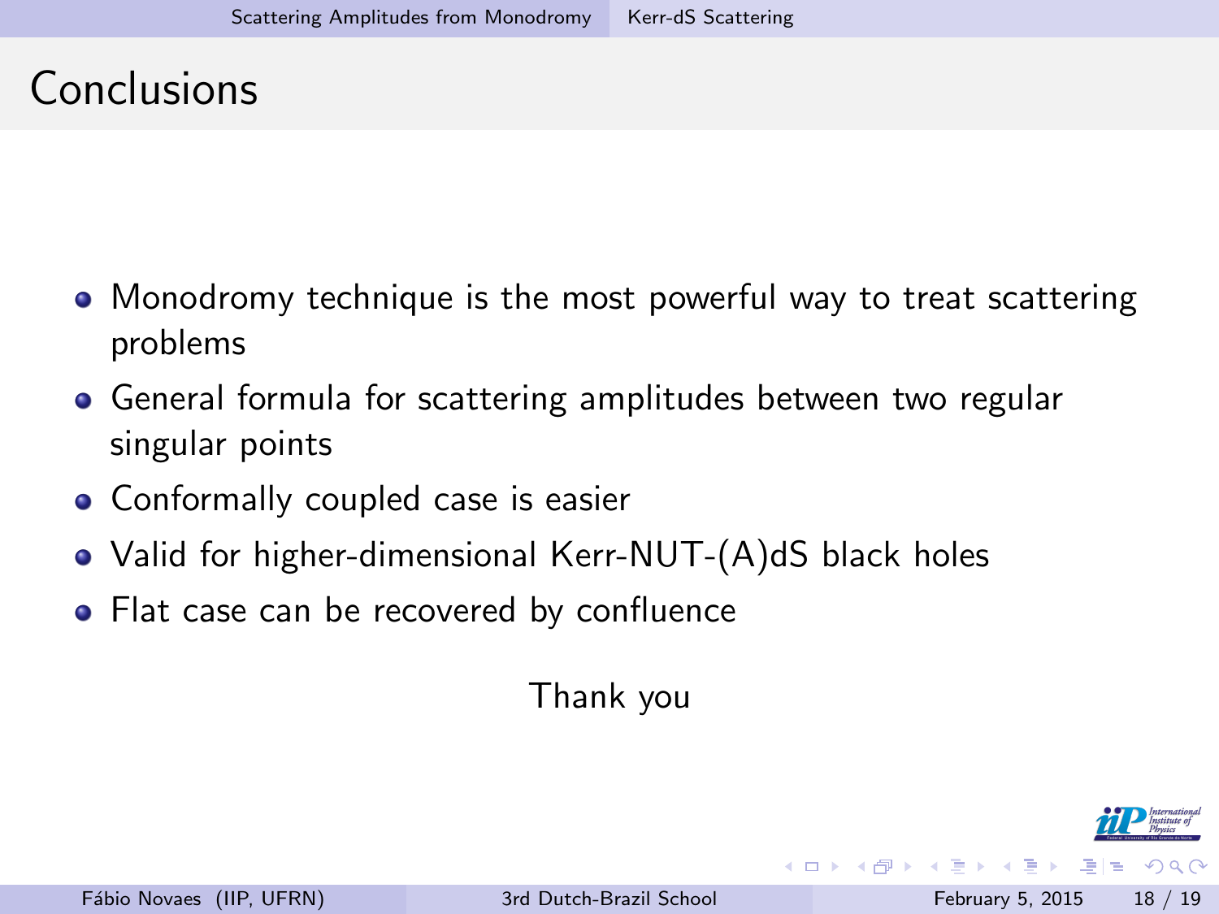# Conclusions

- Monodromy technique is the most powerful way to treat scattering problems
- General formula for scattering amplitudes between two regular singular points
- Conformally coupled case is easier
- Valid for higher-dimensional Kerr-NUT-(A)dS black holes
- Flat case can be recovered by confluence

Thank you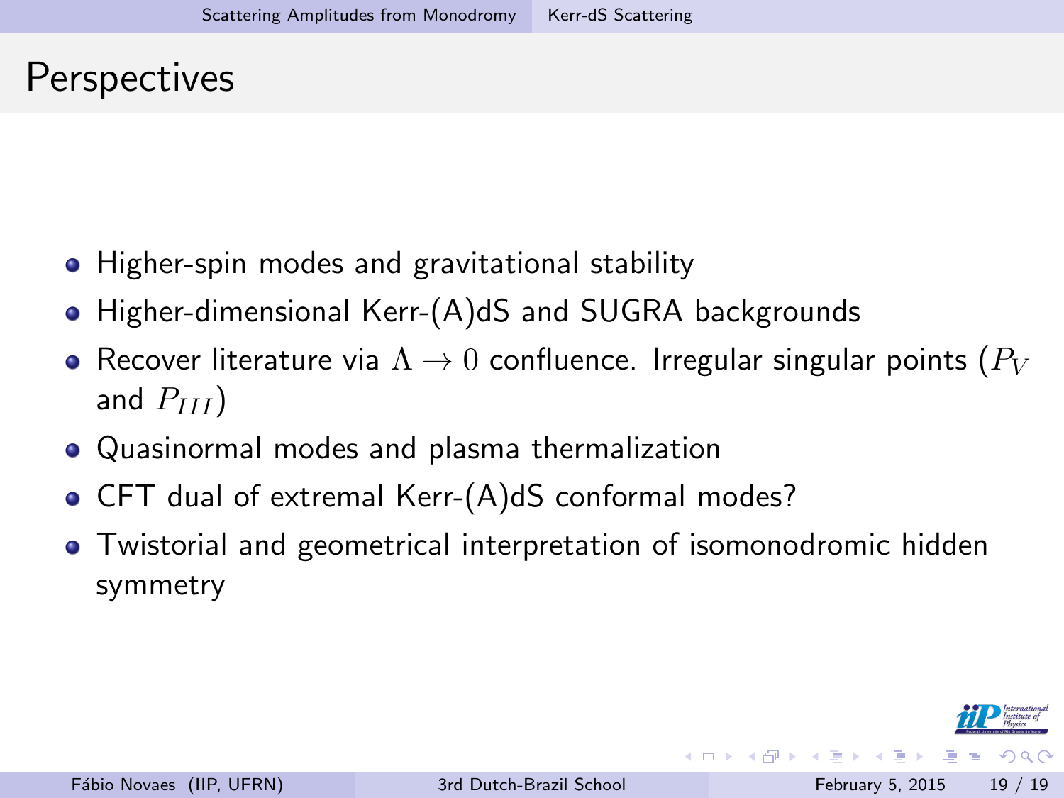# Perspectives

- Higher-spin modes and gravitational stability
- Higher-dimensional Kerr-(A)dS and SUGRA backgrounds
- Recover literature via $\Lambda \to 0$ confluence. Irregular singular points ($P_V$ and $P_{III}$)
- Quasinormal modes and plasma thermalization
- CFT dual of extremal Kerr-(A)dS conformal modes?
- Twistorial and geometrical interpretation of isomonodromic hidden symmetry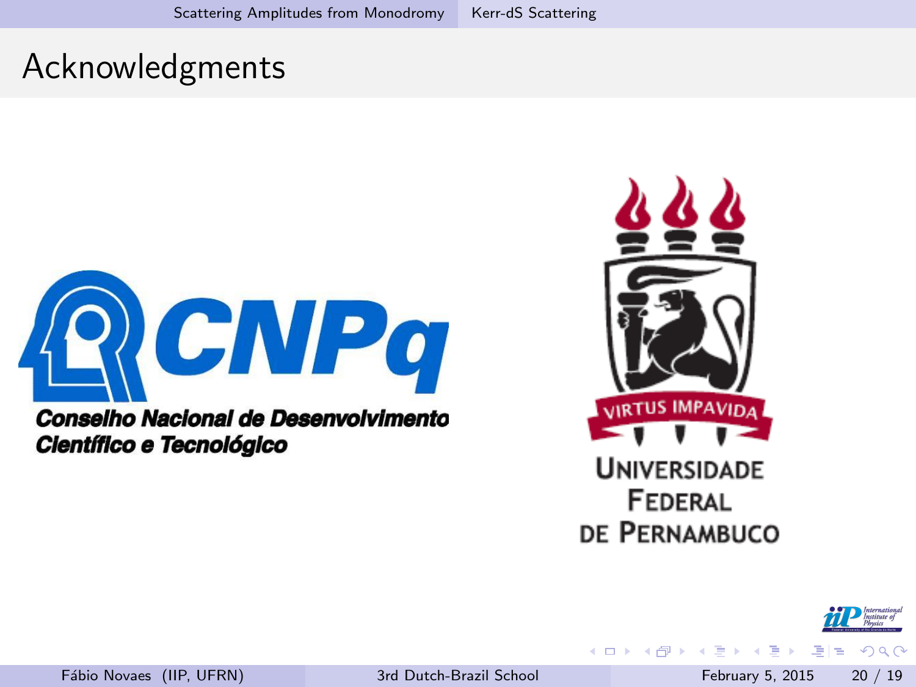# Acknowledgments

**CNPq**

**Conselho Nacional de Desenvolvimento Científico e Tecnológico**

VIRTUS IMPAVIDA

UNIVERSIDADE FEDERAL DE PERNAMBUCO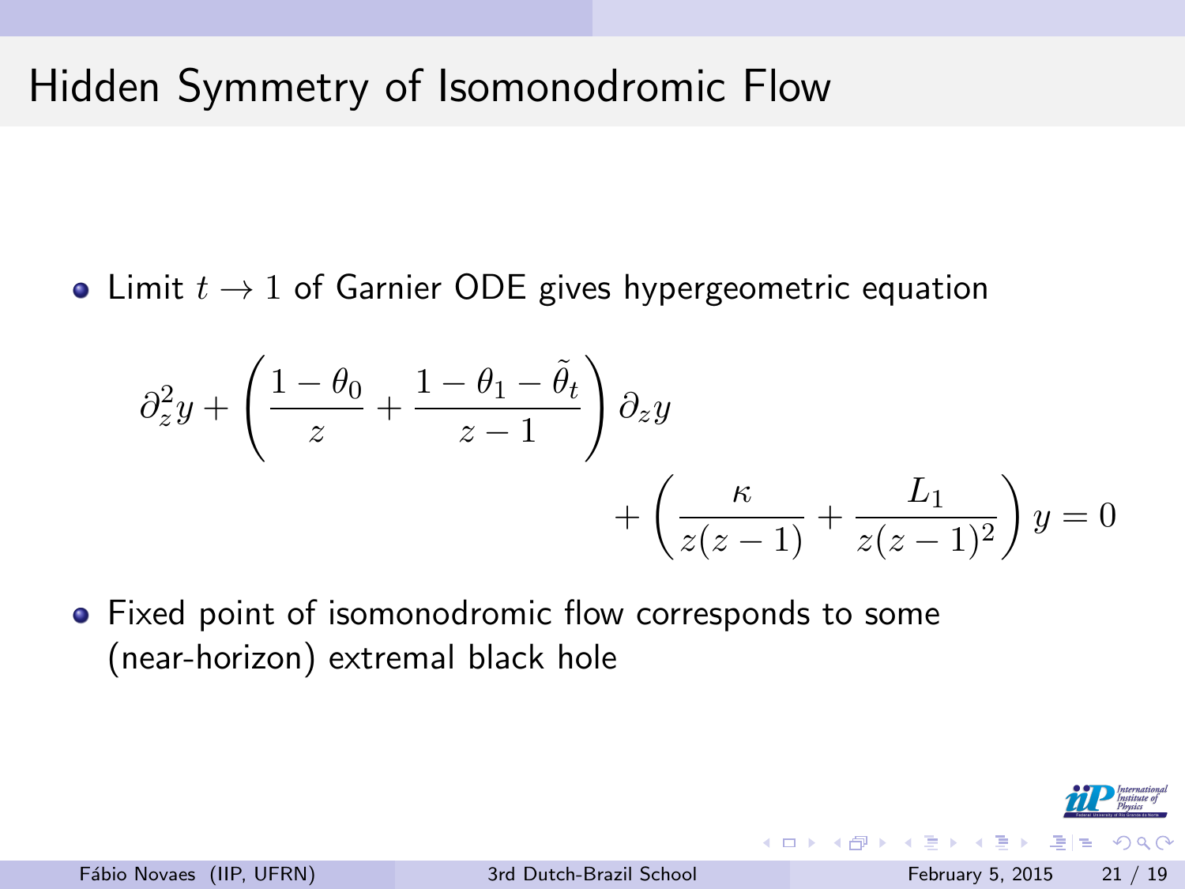# Hidden Symmetry of Isomonodromic Flow

- Limit $t \to 1$ of Garnier ODE gives hypergeometric equation

$$
\partial_z^2 y + \left( \frac{1-\theta_0}{z} + \frac{1-\theta_1-\tilde{\theta}_t}{z-1} \right) \partial_z y + \left( \frac{\kappa}{z(z-1)} + \frac{L_1}{z(z-1)^2} \right) y = 0
$$

- Fixed point of isomonodromic flow corresponds to some (near-horizon) extremal black hole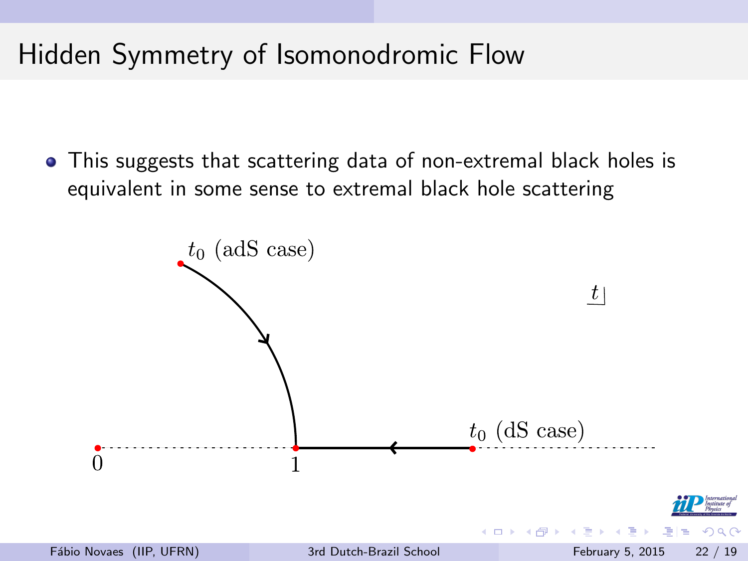# Hidden Symmetry of Isomonodromic Flow

- This suggests that scattering data of non-extremal black holes is equivalent in some sense to extremal black hole scattering

$t_0$ (adS case)

$t$

$t_0$ (dS case)

0

1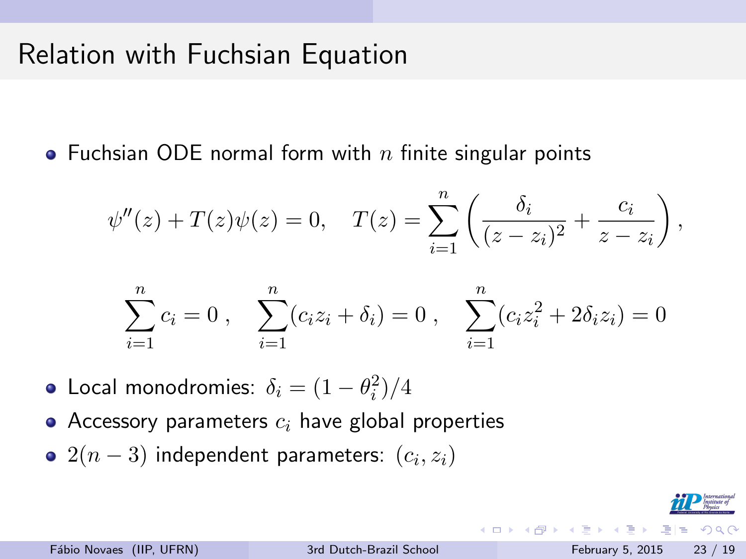# Relation with Fuchsian Equation

- Fuchsian ODE normal form with $n$ finite singular points

$$\psi''(z) + T(z)\psi(z) = 0, \quad T(z) = \sum_{i=1}^{n} \left( \frac{\delta_i}{(z - z_i)^2} + \frac{c_i}{z - z_i} \right),$$

$$\sum_{i=1}^{n} c_i = 0 \, , \quad \sum_{i=1}^{n} (c_i z_i + \delta_i) = 0 \, , \quad \sum_{i=1}^{n} (c_i z_i^2 + 2\delta_i z_i) = 0$$

- Local monodromies: $\delta_i = (1 - \theta_i^2)/4$
- Accessory parameters $c_i$ have global properties
- $2(n-3)$ independent parameters: $(c_i, z_i)$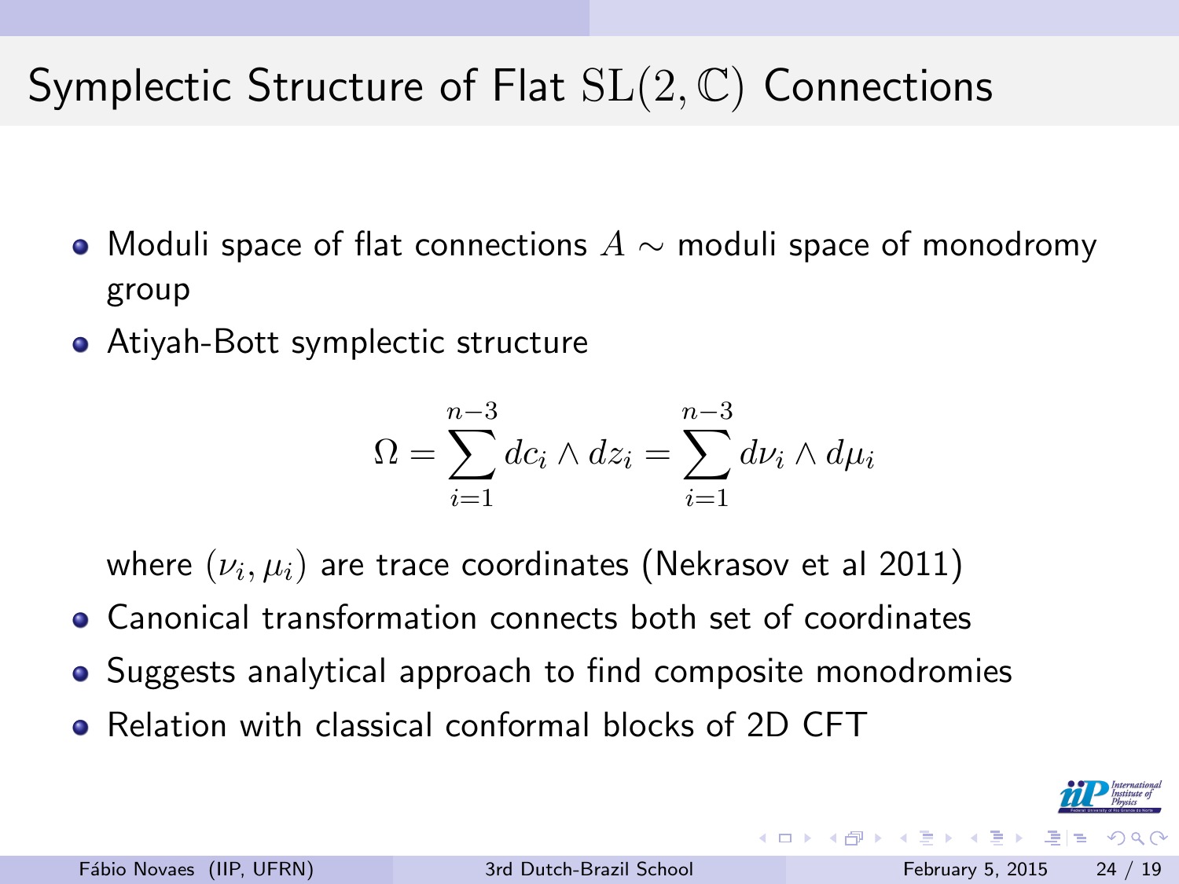# Symplectic Structure of Flat $\mathrm{SL}(2, \mathbb{C})$ Connections

- Moduli space of flat connections $A \sim$ moduli space of monodromy group
- Atiyah-Bott symplectic structure

$$\Omega = \sum_{i=1}^{n-3} dc_i \wedge dz_i = \sum_{i=1}^{n-3} d\nu_i \wedge d\mu_i$$

  where $(\nu_i, \mu_i)$ are trace coordinates (Nekrasov et al 2011)
- Canonical transformation connects both set of coordinates
- Suggests analytical approach to find composite monodromies
- Relation with classical conformal blocks of 2D CFT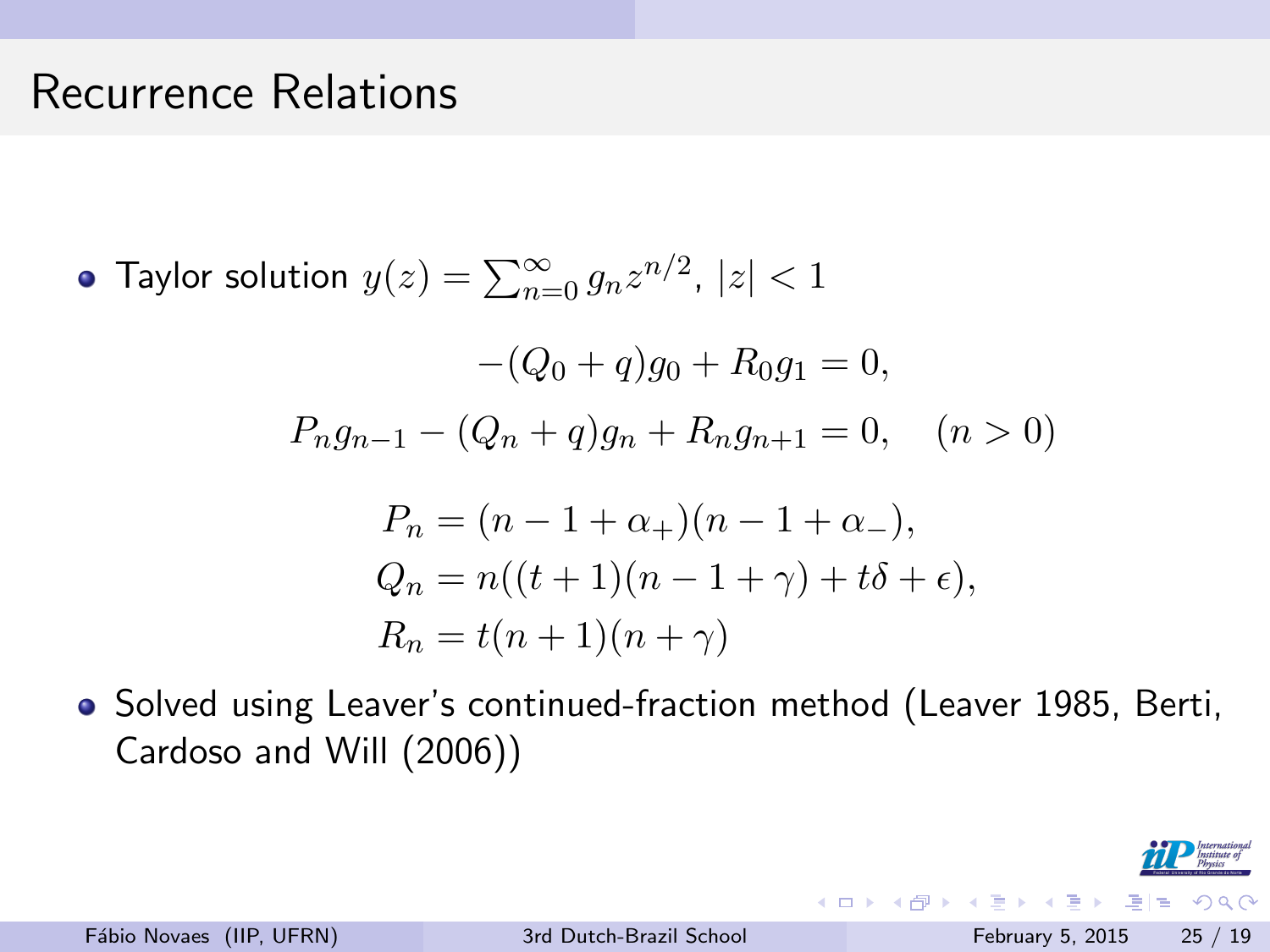# Recurrence Relations

- Taylor solution $y(z) = \sum_{n=0}^{\infty} g_n z^{n/2}$, $|z| < 1$

$$-(Q_0 + q)g_0 + R_0 g_1 = 0,$$

$$P_n g_{n-1} - (Q_n + q)g_n + R_n g_{n+1} = 0, \quad (n > 0)$$

$$\begin{aligned}
P_n &= (n - 1 + \alpha_+)(n - 1 + \alpha_-), \\
Q_n &= n((t + 1)(n - 1 + \gamma) + t\delta + \epsilon), \\
R_n &= t(n + 1)(n + \gamma)
\end{aligned}$$

- Solved using Leaver's continued-fraction method (Leaver 1985, Berti, Cardoso and Will (2006))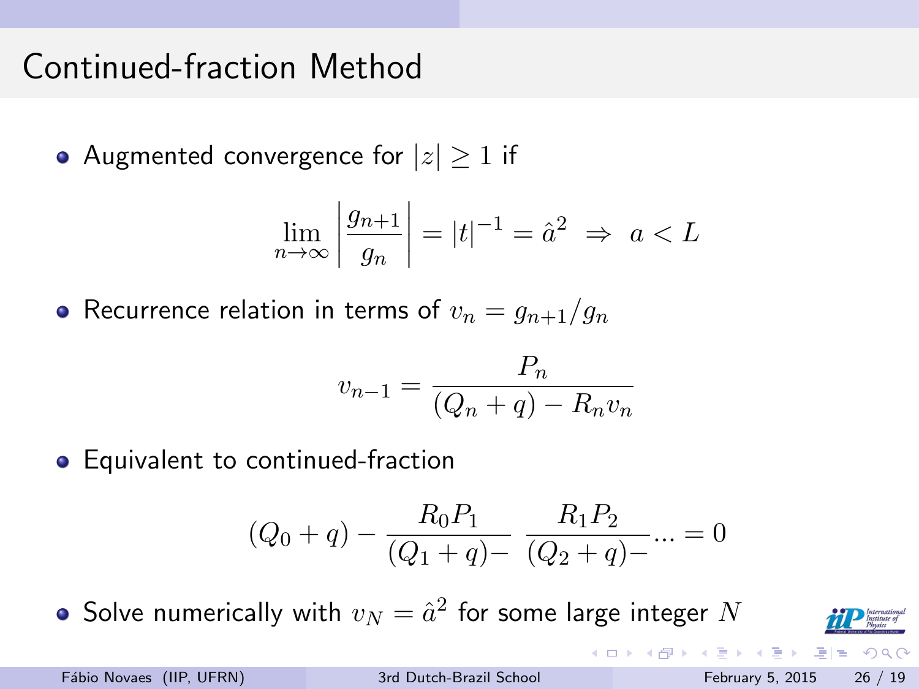# Continued-fraction Method

- Augmented convergence for $|z| \geq 1$ if

$$\lim_{n\to\infty} \left| \frac{g_{n+1}}{g_n} \right| = |t|^{-1} = \hat{a}^2 \;\Rightarrow\; a < L$$

- Recurrence relation in terms of $v_n = g_{n+1}/g_n$

$$v_{n-1} = \frac{P_n}{(Q_n + q) - R_n v_n}$$

- Equivalent to continued-fraction

$$(Q_0 + q) - \frac{R_0 P_1}{(Q_1 + q)-}\;\frac{R_1 P_2}{(Q_2 + q)-} \ldots = 0$$

- Solve numerically with $v_N = \hat{a}^2$ for some large integer $N$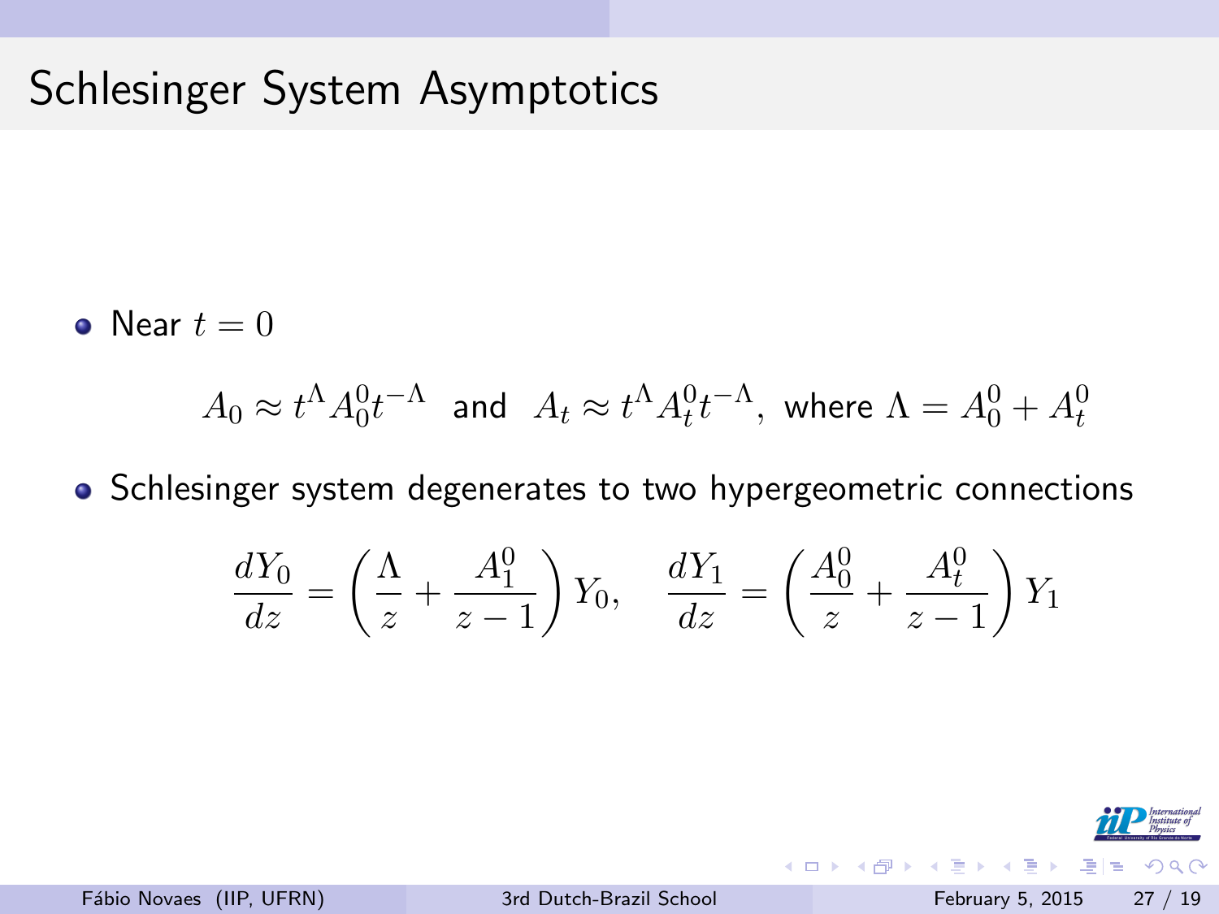# Schlesinger System Asymptotics

- Near $t = 0$

$$A_0 \approx t^{\Lambda} A_0^0 t^{-\Lambda} \quad \text{and} \quad A_t \approx t^{\Lambda} A_t^0 t^{-\Lambda}, \text{ where } \Lambda = A_0^0 + A_t^0$$

- Schlesinger system degenerates to two hypergeometric connections

$$\frac{dY_0}{dz} = \left( \frac{\Lambda}{z} + \frac{A_1^0}{z-1} \right) Y_0, \quad \frac{dY_1}{dz} = \left( \frac{A_0^0}{z} + \frac{A_t^0}{z-1} \right) Y_1$$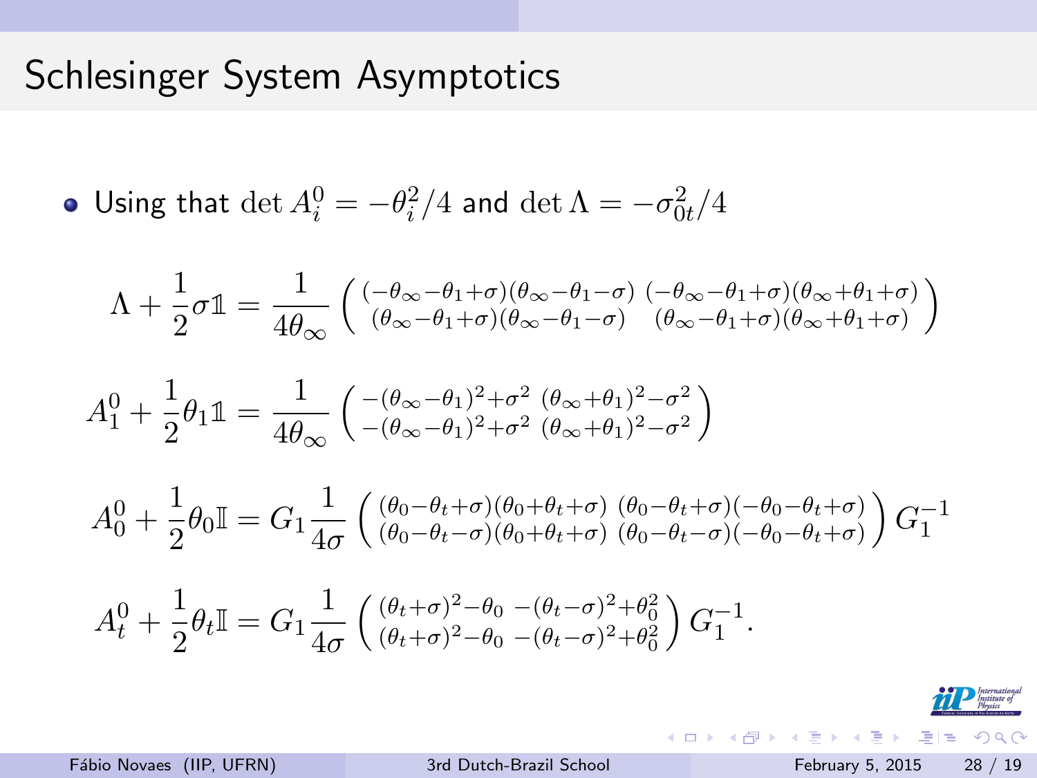# Schlesinger System Asymptotics

- Using that $\det A_i^0 = -\theta_i^2/4$ and $\det \Lambda = -\sigma_{0t}^2/4$

$$\Lambda + \frac{1}{2}\sigma\mathbb{1} = \frac{1}{4\theta_\infty}\begin{pmatrix} (-\theta_\infty-\theta_1+\sigma)(\theta_\infty-\theta_1-\sigma) & (-\theta_\infty-\theta_1+\sigma)(\theta_\infty+\theta_1+\sigma) \\ (\theta_\infty-\theta_1+\sigma)(\theta_\infty-\theta_1-\sigma) & (\theta_\infty-\theta_1+\sigma)(\theta_\infty+\theta_1+\sigma) \end{pmatrix}$$

$$A_1^0 + \frac{1}{2}\theta_1\mathbb{1} = \frac{1}{4\theta_\infty}\begin{pmatrix} -(\theta_\infty-\theta_1)^2+\sigma^2 & (\theta_\infty+\theta_1)^2-\sigma^2 \\ -(\theta_\infty-\theta_1)^2+\sigma^2 & (\theta_\infty+\theta_1)^2-\sigma^2 \end{pmatrix}$$

$$A_0^0 + \frac{1}{2}\theta_0\mathbb{I} = G_1\frac{1}{4\sigma}\begin{pmatrix} (\theta_0-\theta_t+\sigma)(\theta_0+\theta_t+\sigma) & (\theta_0-\theta_t+\sigma)(-\theta_0-\theta_t+\sigma) \\ (\theta_0-\theta_t-\sigma)(\theta_0+\theta_t+\sigma) & (\theta_0-\theta_t-\sigma)(-\theta_0-\theta_t+\sigma) \end{pmatrix} G_1^{-1}$$

$$A_t^0 + \frac{1}{2}\theta_t\mathbb{I} = G_1\frac{1}{4\sigma}\begin{pmatrix} (\theta_t+\sigma)^2-\theta_0 & -(\theta_t-\sigma)^2+\theta_0^2 \\ (\theta_t+\sigma)^2-\theta_0 & -(\theta_t-\sigma)^2+\theta_0^2 \end{pmatrix} G_1^{-1}.$$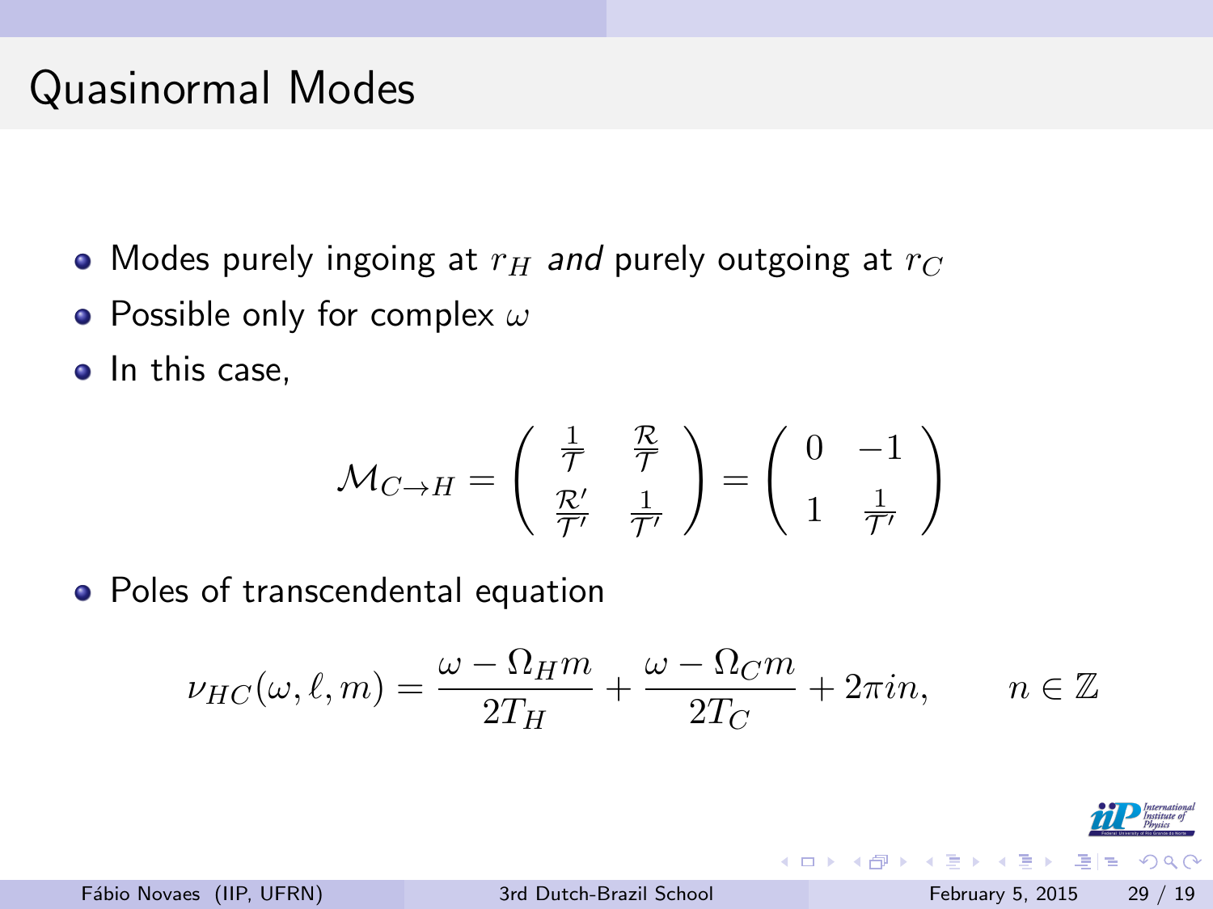# Quasinormal Modes

- Modes purely ingoing at $r_H$ *and* purely outgoing at $r_C$
- Possible only for complex $\omega$
- In this case,

$$\mathcal{M}_{C\to H} = \begin{pmatrix} \frac{1}{\mathcal{T}} & \frac{\mathcal{R}}{\mathcal{T}} \\ \frac{\mathcal{R}'}{\mathcal{T}'} & \frac{1}{\mathcal{T}'} \end{pmatrix} = \begin{pmatrix} 0 & -1 \\ 1 & \frac{1}{\mathcal{T}'} \end{pmatrix}$$

- Poles of transcendental equation

$$\nu_{HC}(\omega,\ell,m) = \frac{\omega - \Omega_H m}{2T_H} + \frac{\omega - \Omega_C m}{2T_C} + 2\pi i n, \qquad n \in \mathbb{Z}$$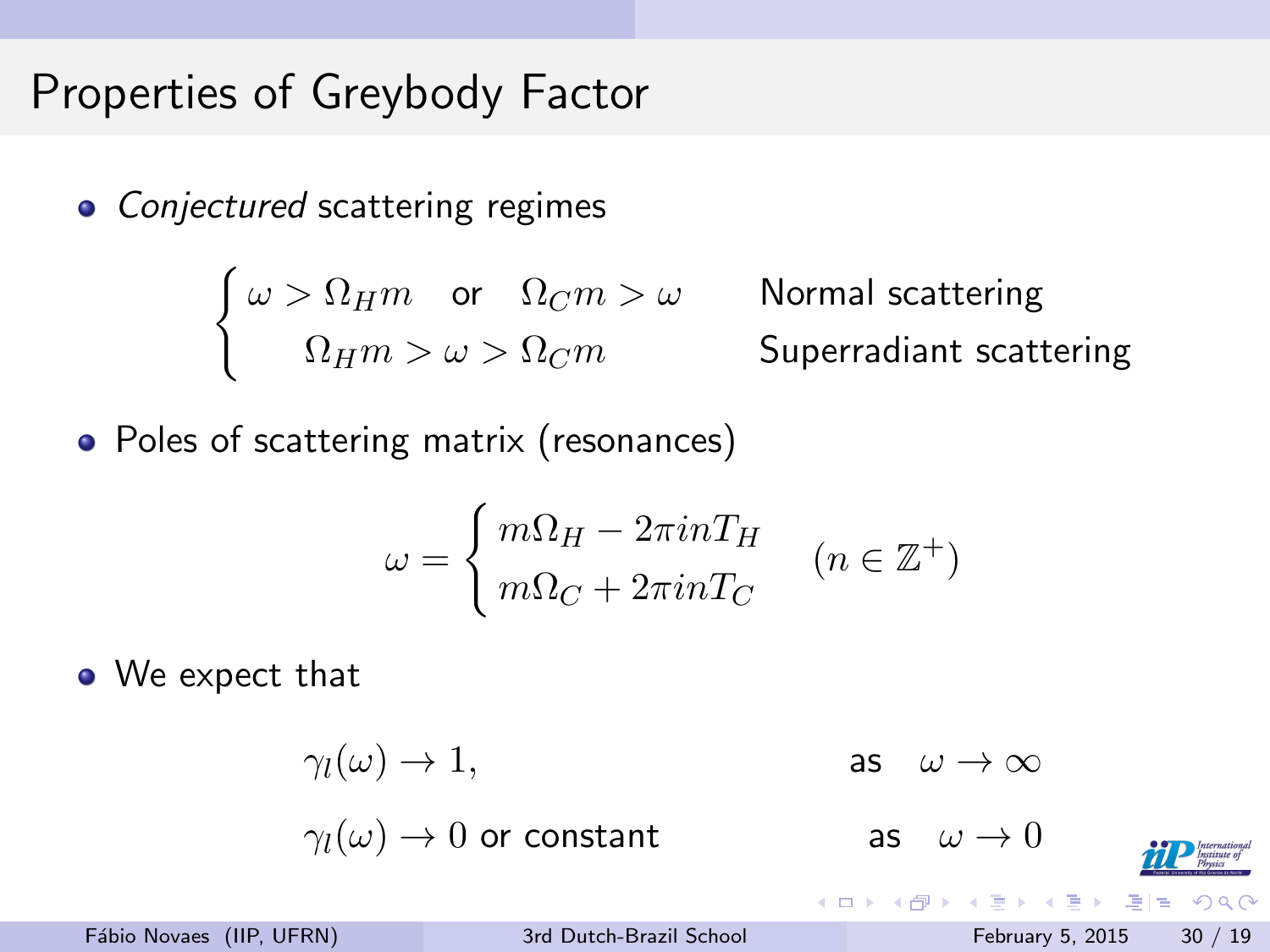# Properties of Greybody Factor

- *Conjectured* scattering regimes

$$\begin{cases} \omega > \Omega_H m \quad \text{or} \quad \Omega_C m > \omega & \text{Normal scattering} \\ \Omega_H m > \omega > \Omega_C m & \text{Superradiant scattering} \end{cases}$$

- Poles of scattering matrix (resonances)

$$\omega = \begin{cases} m\Omega_H - 2\pi i n T_H \\ m\Omega_C + 2\pi i n T_C \end{cases} \quad (n \in \mathbb{Z}^+)$$

- We expect that

$$\gamma_l(\omega) \to 1, \qquad \text{as} \quad \omega \to \infty$$

$$\gamma_l(\omega) \to 0 \text{ or constant} \qquad \text{as} \quad \omega \to 0$$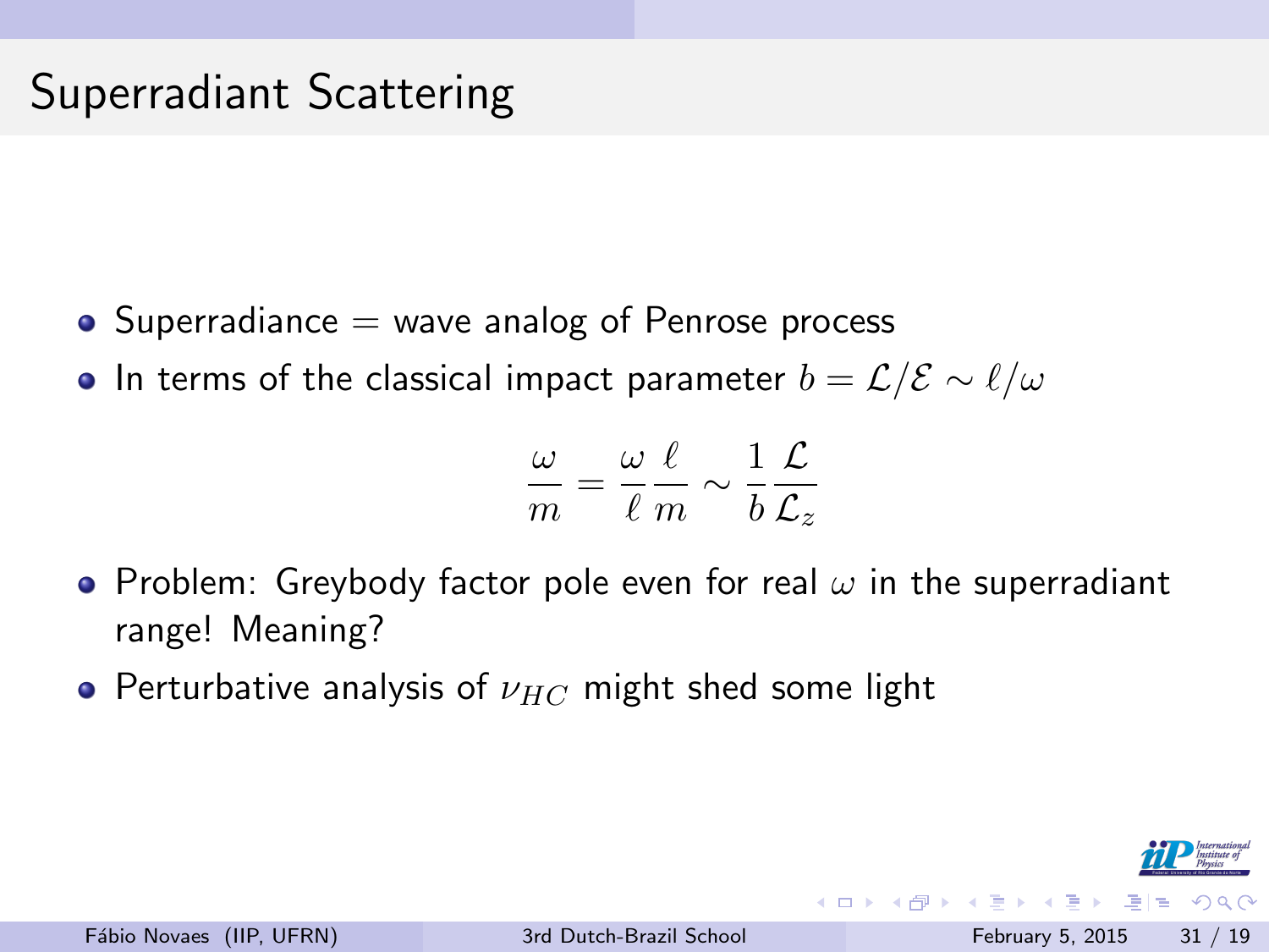# Superradiant Scattering

- Superradiance = wave analog of Penrose process
- In terms of the classical impact parameter $b = \mathcal{L}/\mathcal{E} \sim \ell/\omega$

$$\frac{\omega}{m} = \frac{\omega}{\ell}\frac{\ell}{m} \sim \frac{1}{b}\frac{\mathcal{L}}{\mathcal{L}_z}$$

- Problem: Greybody factor pole even for real $\omega$ in the superradiant range! Meaning?
- Perturbative analysis of $\nu_{HC}$ might shed some light